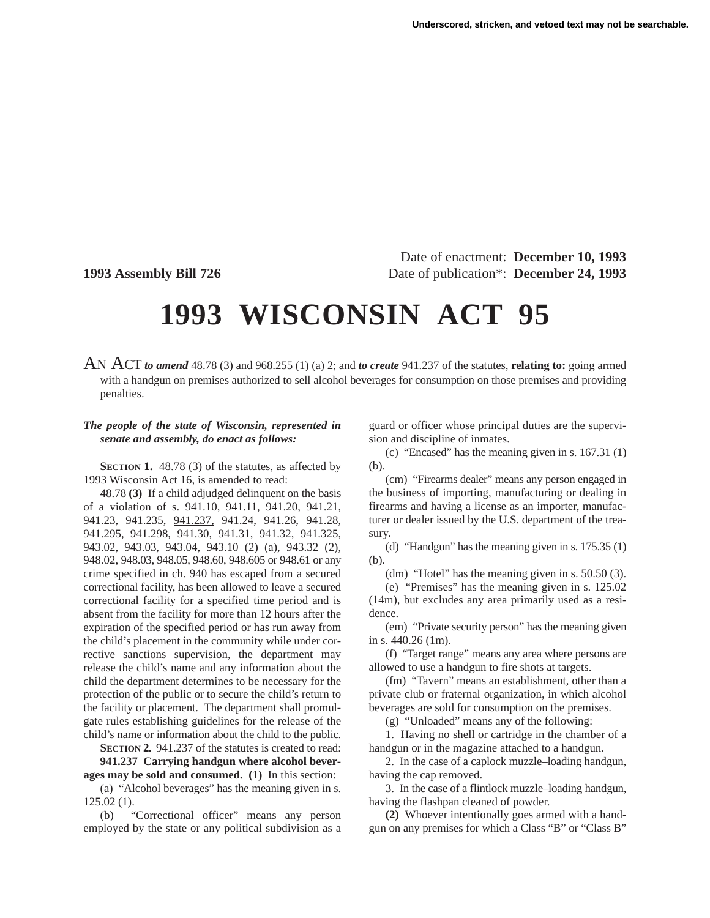Underscored, stricken, and vetoed text may not be searchable.

Date of enactment: **December 10, 1993**

**1993 Assembly Bill 726** Date of publication*: **December 24, 1993**

# 1993 WISCONSIN ACT 95

AN ACT ***to amend*** 48.78 (3) and 968.255 (1) (a) 2; and ***to create*** 941.237 of the statutes, **relating to:** going armed with a handgun on premises authorized to sell alcohol beverages for consumption on those premises and providing penalties.

***The people of the state of Wisconsin, represented in senate and assembly, do enact as follows:***

**SECTION 1.** 48.78 (3) of the statutes, as affected by 1993 Wisconsin Act 16, is amended to read:

48.78 **(3)** If a child adjudged delinquent on the basis of a violation of s. 941.10, 941.11, 941.20, 941.21, 941.23, 941.235, <u>941.237,</u> 941.24, 941.26, 941.28, 941.295, 941.298, 941.30, 941.31, 941.32, 941.325, 943.02, 943.03, 943.04, 943.10 (2) (a), 943.32 (2), 948.02, 948.03, 948.05, 948.60, 948.605 or 948.61 or any crime specified in ch. 940 has escaped from a secured correctional facility, has been allowed to leave a secured correctional facility for a specified time period and is absent from the facility for more than 12 hours after the expiration of the specified period or has run away from the child's placement in the community while under corrective sanctions supervision, the department may release the child's name and any information about the child the department determines to be necessary for the protection of the public or to secure the child's return to the facility or placement. The department shall promulgate rules establishing guidelines for the release of the child's name or information about the child to the public.

**SECTION 2.** 941.237 of the statutes is created to read:

**941.237 Carrying handgun where alcohol beverages may be sold and consumed. (1)** In this section:

(a) "Alcohol beverages" has the meaning given in s. 125.02 (1).

(b) "Correctional officer" means any person employed by the state or any political subdivision as a guard or officer whose principal duties are the supervision and discipline of inmates.

(c) "Encased" has the meaning given in s. 167.31 (1) (b).

(cm) "Firearms dealer" means any person engaged in the business of importing, manufacturing or dealing in firearms and having a license as an importer, manufacturer or dealer issued by the U.S. department of the treasury.

(d) "Handgun" has the meaning given in s. 175.35 (1) (b).

(dm) "Hotel" has the meaning given in s. 50.50 (3).

(e) "Premises" has the meaning given in s. 125.02 (14m), but excludes any area primarily used as a residence.

(em) "Private security person" has the meaning given in s. 440.26 (1m).

(f) "Target range" means any area where persons are allowed to use a handgun to fire shots at targets.

(fm) "Tavern" means an establishment, other than a private club or fraternal organization, in which alcohol beverages are sold for consumption on the premises.

(g) "Unloaded" means any of the following:

1. Having no shell or cartridge in the chamber of a handgun or in the magazine attached to a handgun.

2. In the case of a caplock muzzle–loading handgun, having the cap removed.

3. In the case of a flintlock muzzle–loading handgun, having the flashpan cleaned of powder.

**(2)** Whoever intentionally goes armed with a handgun on any premises for which a Class "B" or "Class B"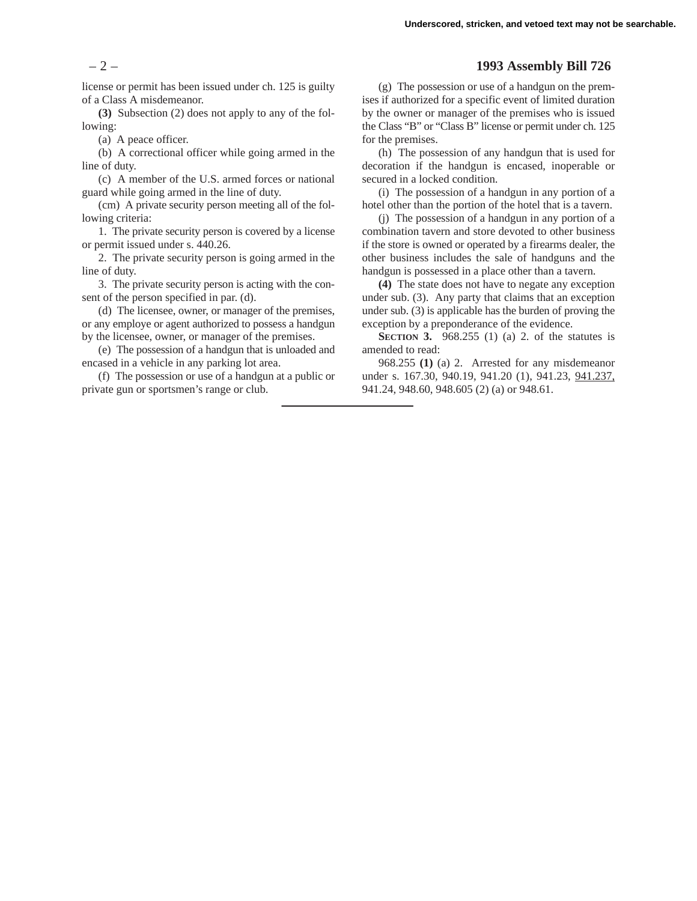license or permit has been issued under ch. 125 is guilty of a Class A misdemeanor.

**(3)** Subsection (2) does not apply to any of the following:

(a) A peace officer.

(b) A correctional officer while going armed in the line of duty.

(c) A member of the U.S. armed forces or national guard while going armed in the line of duty.

(cm) A private security person meeting all of the following criteria:

1. The private security person is covered by a license or permit issued under s. 440.26.

2. The private security person is going armed in the line of duty.

3. The private security person is acting with the consent of the person specified in par. (d).

(d) The licensee, owner, or manager of the premises, or any employe or agent authorized to possess a handgun by the licensee, owner, or manager of the premises.

(e) The possession of a handgun that is unloaded and encased in a vehicle in any parking lot area.

(f) The possession or use of a handgun at a public or private gun or sportsmen's range or club.

(g) The possession or use of a handgun on the premises if authorized for a specific event of limited duration by the owner or manager of the premises who is issued the Class "B" or "Class B" license or permit under ch. 125 for the premises.

(h) The possession of any handgun that is used for decoration if the handgun is encased, inoperable or secured in a locked condition.

(i) The possession of a handgun in any portion of a hotel other than the portion of the hotel that is a tavern.

(j) The possession of a handgun in any portion of a combination tavern and store devoted to other business if the store is owned or operated by a firearms dealer, the other business includes the sale of handguns and the handgun is possessed in a place other than a tavern.

**(4)** The state does not have to negate any exception under sub. (3). Any party that claims that an exception under sub. (3) is applicable has the burden of proving the exception by a preponderance of the evidence.

**SECTION 3.** 968.255 (1) (a) 2. of the statutes is amended to read:

968.255 **(1)** (a) 2. Arrested for any misdemeanor under s. 167.30, 940.19, 941.20 (1), 941.23, 941.237, 941.24, 948.60, 948.605 (2) (a) or 948.61.